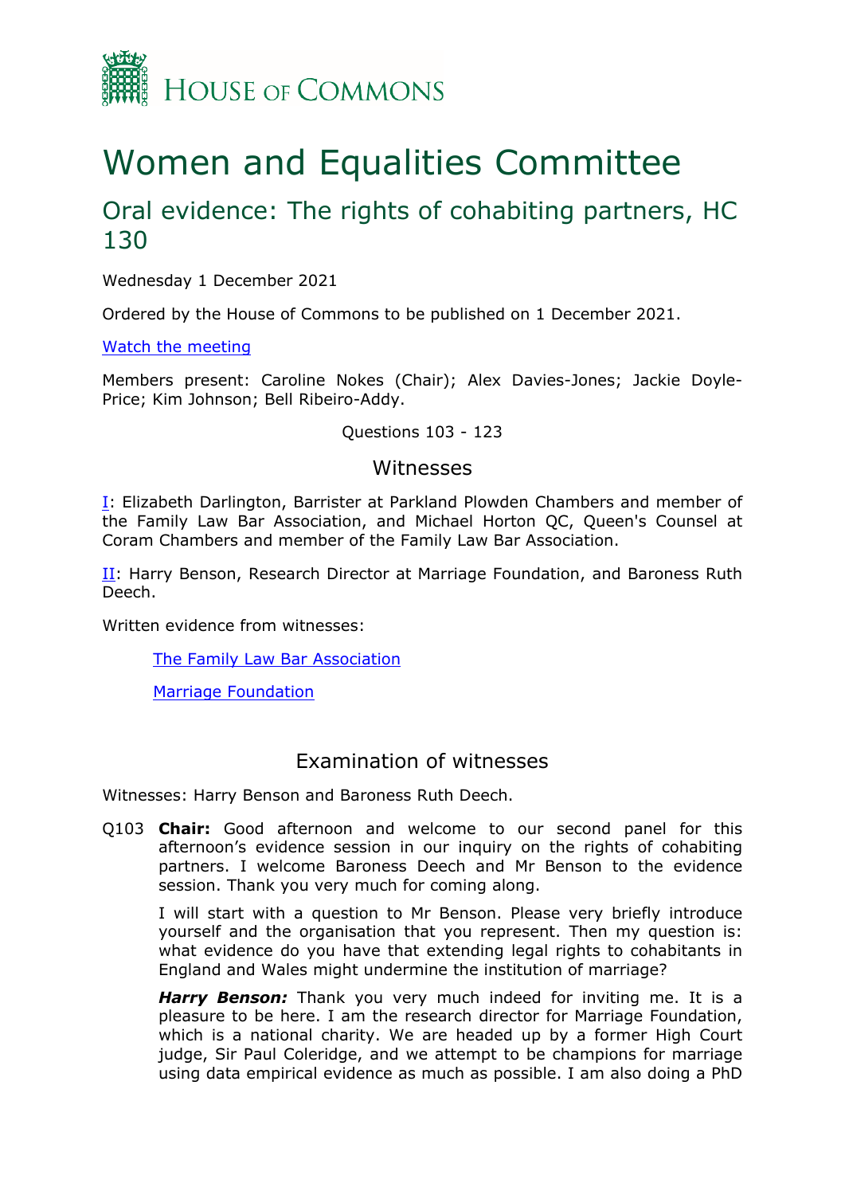HOUSE OF COMMONS

# Women and Equalities Committee

## Oral evidence: The rights of cohabiting partners, HC 130

Wednesday 1 December 2021

Ordered by the House of Commons to be published on 1 December 2021.

[Watch the meeting]

Members present: Caroline Nokes (Chair); Alex Davies-Jones; Jackie Doyle-Price; Kim Johnson; Bell Ribeiro-Addy.

Questions 103 - 123

### Witnesses

[I]: Elizabeth Darlington, Barrister at Parkland Plowden Chambers and member of the Family Law Bar Association, and Michael Horton QC, Queen's Counsel at Coram Chambers and member of the Family Law Bar Association.

[II]: Harry Benson, Research Director at Marriage Foundation, and Baroness Ruth Deech.

Written evidence from witnesses:

- [The Family Law Bar Association]
- [Marriage Foundation]

### Examination of witnesses

Witnesses: Harry Benson and Baroness Ruth Deech.

Q103 **Chair:** Good afternoon and welcome to our second panel for this afternoon's evidence session in our inquiry on the rights of cohabiting partners. I welcome Baroness Deech and Mr Benson to the evidence session. Thank you very much for coming along.

I will start with a question to Mr Benson. Please very briefly introduce yourself and the organisation that you represent. Then my question is: what evidence do you have that extending legal rights to cohabitants in England and Wales might undermine the institution of marriage?

***Harry Benson:*** Thank you very much indeed for inviting me. It is a pleasure to be here. I am the research director for Marriage Foundation, which is a national charity. We are headed up by a former High Court judge, Sir Paul Coleridge, and we attempt to be champions for marriage using data empirical evidence as much as possible. I am also doing a PhD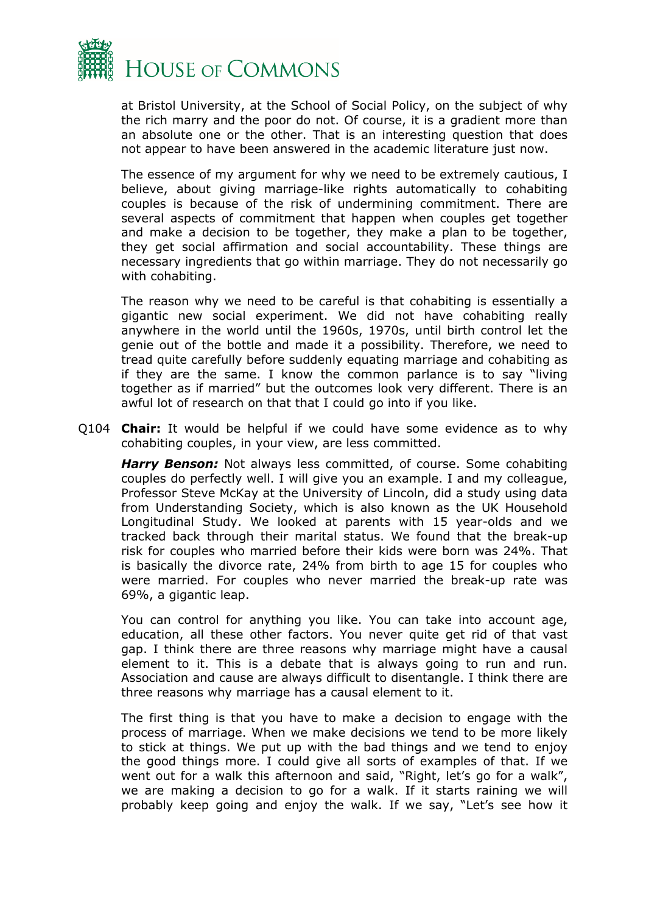at Bristol University, at the School of Social Policy, on the subject of why the rich marry and the poor do not. Of course, it is a gradient more than an absolute one or the other. That is an interesting question that does not appear to have been answered in the academic literature just now.

The essence of my argument for why we need to be extremely cautious, I believe, about giving marriage-like rights automatically to cohabiting couples is because of the risk of undermining commitment. There are several aspects of commitment that happen when couples get together and make a decision to be together, they make a plan to be together, they get social affirmation and social accountability. These things are necessary ingredients that go within marriage. They do not necessarily go with cohabiting.

The reason why we need to be careful is that cohabiting is essentially a gigantic new social experiment. We did not have cohabiting really anywhere in the world until the 1960s, 1970s, until birth control let the genie out of the bottle and made it a possibility. Therefore, we need to tread quite carefully before suddenly equating marriage and cohabiting as if they are the same. I know the common parlance is to say "living together as if married" but the outcomes look very different. There is an awful lot of research on that that I could go into if you like.

Q104 **Chair:** It would be helpful if we could have some evidence as to why cohabiting couples, in your view, are less committed.

***Harry Benson:*** Not always less committed, of course. Some cohabiting couples do perfectly well. I will give you an example. I and my colleague, Professor Steve McKay at the University of Lincoln, did a study using data from Understanding Society, which is also known as the UK Household Longitudinal Study. We looked at parents with 15 year-olds and we tracked back through their marital status. We found that the break-up risk for couples who married before their kids were born was 24%. That is basically the divorce rate, 24% from birth to age 15 for couples who were married. For couples who never married the break-up rate was 69%, a gigantic leap.

You can control for anything you like. You can take into account age, education, all these other factors. You never quite get rid of that vast gap. I think there are three reasons why marriage might have a causal element to it. This is a debate that is always going to run and run. Association and cause are always difficult to disentangle. I think there are three reasons why marriage has a causal element to it.

The first thing is that you have to make a decision to engage with the process of marriage. When we make decisions we tend to be more likely to stick at things. We put up with the bad things and we tend to enjoy the good things more. I could give all sorts of examples of that. If we went out for a walk this afternoon and said, "Right, let's go for a walk", we are making a decision to go for a walk. If it starts raining we will probably keep going and enjoy the walk. If we say, "Let's see how it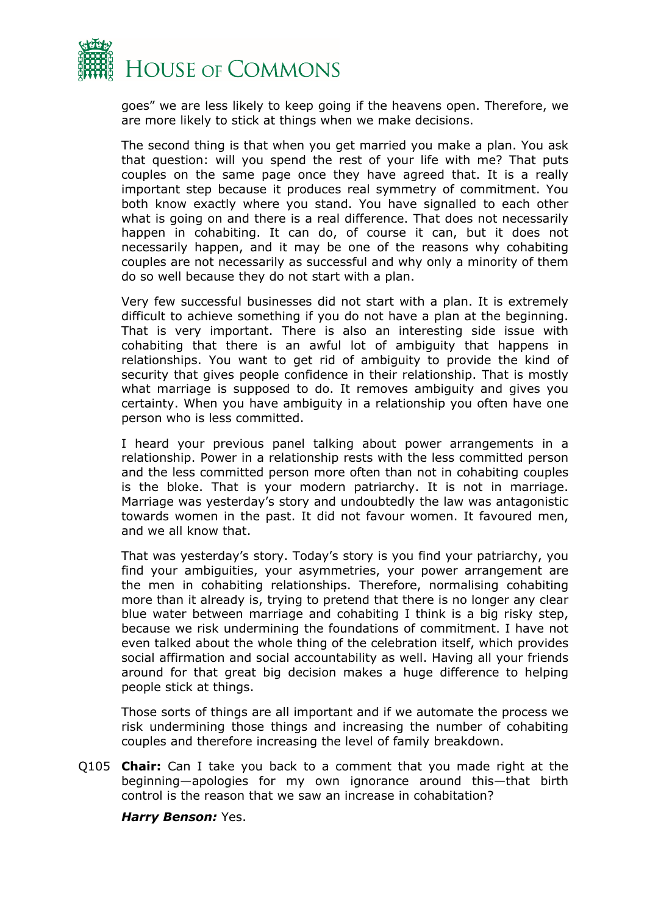goes" we are less likely to keep going if the heavens open. Therefore, we are more likely to stick at things when we make decisions.

The second thing is that when you get married you make a plan. You ask that question: will you spend the rest of your life with me? That puts couples on the same page once they have agreed that. It is a really important step because it produces real symmetry of commitment. You both know exactly where you stand. You have signalled to each other what is going on and there is a real difference. That does not necessarily happen in cohabiting. It can do, of course it can, but it does not necessarily happen, and it may be one of the reasons why cohabiting couples are not necessarily as successful and why only a minority of them do so well because they do not start with a plan.

Very few successful businesses did not start with a plan. It is extremely difficult to achieve something if you do not have a plan at the beginning. That is very important. There is also an interesting side issue with cohabiting that there is an awful lot of ambiguity that happens in relationships. You want to get rid of ambiguity to provide the kind of security that gives people confidence in their relationship. That is mostly what marriage is supposed to do. It removes ambiguity and gives you certainty. When you have ambiguity in a relationship you often have one person who is less committed.

I heard your previous panel talking about power arrangements in a relationship. Power in a relationship rests with the less committed person and the less committed person more often than not in cohabiting couples is the bloke. That is your modern patriarchy. It is not in marriage. Marriage was yesterday's story and undoubtedly the law was antagonistic towards women in the past. It did not favour women. It favoured men, and we all know that.

That was yesterday's story. Today's story is you find your patriarchy, you find your ambiguities, your asymmetries, your power arrangement are the men in cohabiting relationships. Therefore, normalising cohabiting more than it already is, trying to pretend that there is no longer any clear blue water between marriage and cohabiting I think is a big risky step, because we risk undermining the foundations of commitment. I have not even talked about the whole thing of the celebration itself, which provides social affirmation and social accountability as well. Having all your friends around for that great big decision makes a huge difference to helping people stick at things.

Those sorts of things are all important and if we automate the process we risk undermining those things and increasing the number of cohabiting couples and therefore increasing the level of family breakdown.

Q105 **Chair:** Can I take you back to a comment that you made right at the beginning—apologies for my own ignorance around this—that birth control is the reason that we saw an increase in cohabitation?

***Harry Benson:*** Yes.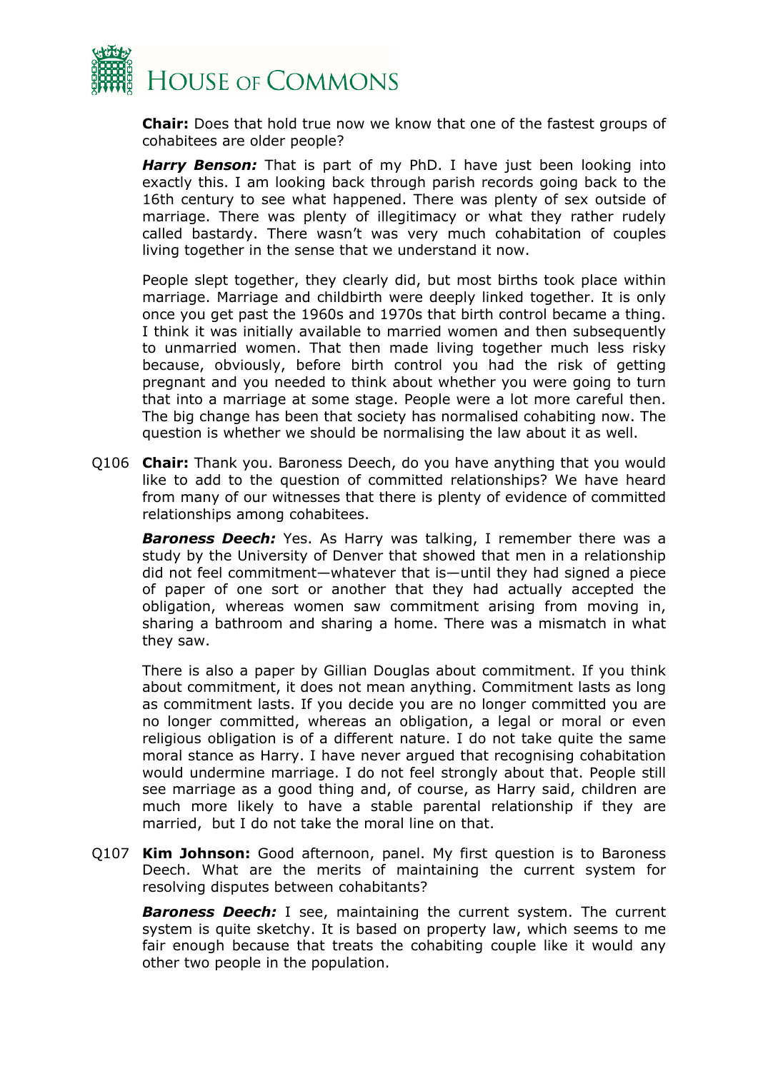**Chair:** Does that hold true now we know that one of the fastest groups of cohabitees are older people?

***Harry Benson:*** That is part of my PhD. I have just been looking into exactly this. I am looking back through parish records going back to the 16th century to see what happened. There was plenty of sex outside of marriage. There was plenty of illegitimacy or what they rather rudely called bastardy. There wasn't was very much cohabitation of couples living together in the sense that we understand it now.

People slept together, they clearly did, but most births took place within marriage. Marriage and childbirth were deeply linked together. It is only once you get past the 1960s and 1970s that birth control became a thing. I think it was initially available to married women and then subsequently to unmarried women. That then made living together much less risky because, obviously, before birth control you had the risk of getting pregnant and you needed to think about whether you were going to turn that into a marriage at some stage. People were a lot more careful then. The big change has been that society has normalised cohabiting now. The question is whether we should be normalising the law about it as well.

Q106 **Chair:** Thank you. Baroness Deech, do you have anything that you would like to add to the question of committed relationships? We have heard from many of our witnesses that there is plenty of evidence of committed relationships among cohabitees.

***Baroness Deech:*** Yes. As Harry was talking, I remember there was a study by the University of Denver that showed that men in a relationship did not feel commitment—whatever that is—until they had signed a piece of paper of one sort or another that they had actually accepted the obligation, whereas women saw commitment arising from moving in, sharing a bathroom and sharing a home. There was a mismatch in what they saw.

There is also a paper by Gillian Douglas about commitment. If you think about commitment, it does not mean anything. Commitment lasts as long as commitment lasts. If you decide you are no longer committed you are no longer committed, whereas an obligation, a legal or moral or even religious obligation is of a different nature. I do not take quite the same moral stance as Harry. I have never argued that recognising cohabitation would undermine marriage. I do not feel strongly about that. People still see marriage as a good thing and, of course, as Harry said, children are much more likely to have a stable parental relationship if they are married, but I do not take the moral line on that.

Q107 **Kim Johnson:** Good afternoon, panel. My first question is to Baroness Deech. What are the merits of maintaining the current system for resolving disputes between cohabitants?

***Baroness Deech:*** I see, maintaining the current system. The current system is quite sketchy. It is based on property law, which seems to me fair enough because that treats the cohabiting couple like it would any other two people in the population.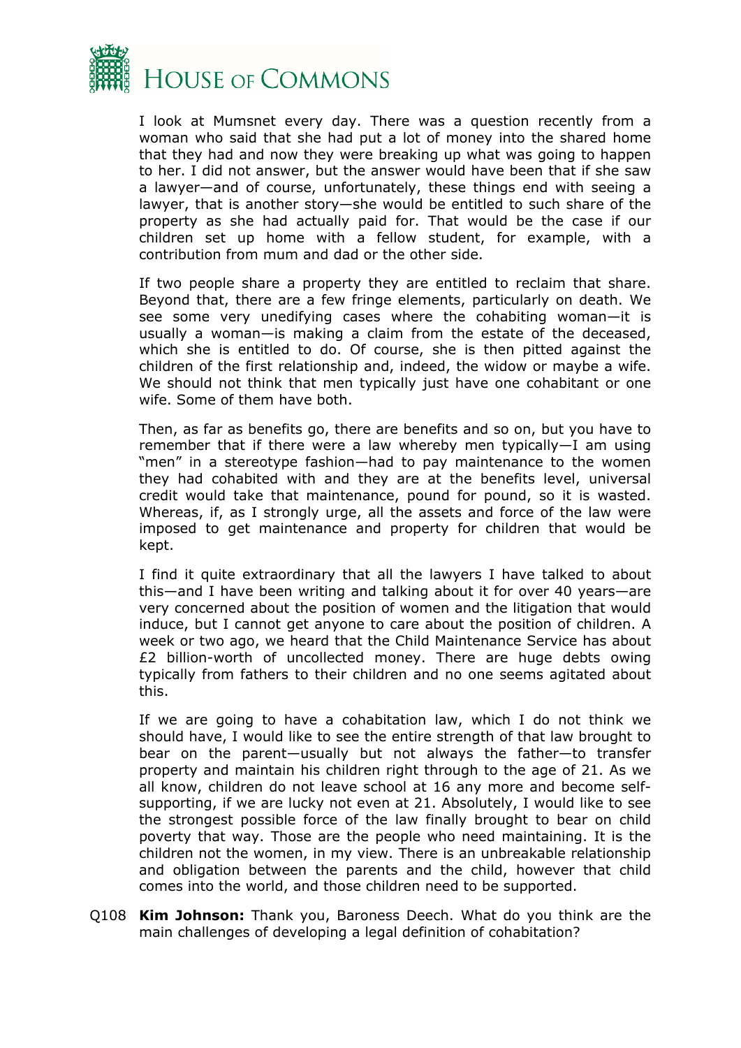I look at Mumsnet every day. There was a question recently from a woman who said that she had put a lot of money into the shared home that they had and now they were breaking up what was going to happen to her. I did not answer, but the answer would have been that if she saw a lawyer—and of course, unfortunately, these things end with seeing a lawyer, that is another story—she would be entitled to such share of the property as she had actually paid for. That would be the case if our children set up home with a fellow student, for example, with a contribution from mum and dad or the other side.

If two people share a property they are entitled to reclaim that share. Beyond that, there are a few fringe elements, particularly on death. We see some very unedifying cases where the cohabiting woman—it is usually a woman—is making a claim from the estate of the deceased, which she is entitled to do. Of course, she is then pitted against the children of the first relationship and, indeed, the widow or maybe a wife. We should not think that men typically just have one cohabitant or one wife. Some of them have both.

Then, as far as benefits go, there are benefits and so on, but you have to remember that if there were a law whereby men typically—I am using "men" in a stereotype fashion—had to pay maintenance to the women they had cohabited with and they are at the benefits level, universal credit would take that maintenance, pound for pound, so it is wasted. Whereas, if, as I strongly urge, all the assets and force of the law were imposed to get maintenance and property for children that would be kept.

I find it quite extraordinary that all the lawyers I have talked to about this—and I have been writing and talking about it for over 40 years—are very concerned about the position of women and the litigation that would induce, but I cannot get anyone to care about the position of children. A week or two ago, we heard that the Child Maintenance Service has about £2 billion-worth of uncollected money. There are huge debts owing typically from fathers to their children and no one seems agitated about this.

If we are going to have a cohabitation law, which I do not think we should have, I would like to see the entire strength of that law brought to bear on the parent—usually but not always the father—to transfer property and maintain his children right through to the age of 21. As we all know, children do not leave school at 16 any more and become self-supporting, if we are lucky not even at 21. Absolutely, I would like to see the strongest possible force of the law finally brought to bear on child poverty that way. Those are the people who need maintaining. It is the children not the women, in my view. There is an unbreakable relationship and obligation between the parents and the child, however that child comes into the world, and those children need to be supported.

Q108 **Kim Johnson:** Thank you, Baroness Deech. What do you think are the main challenges of developing a legal definition of cohabitation?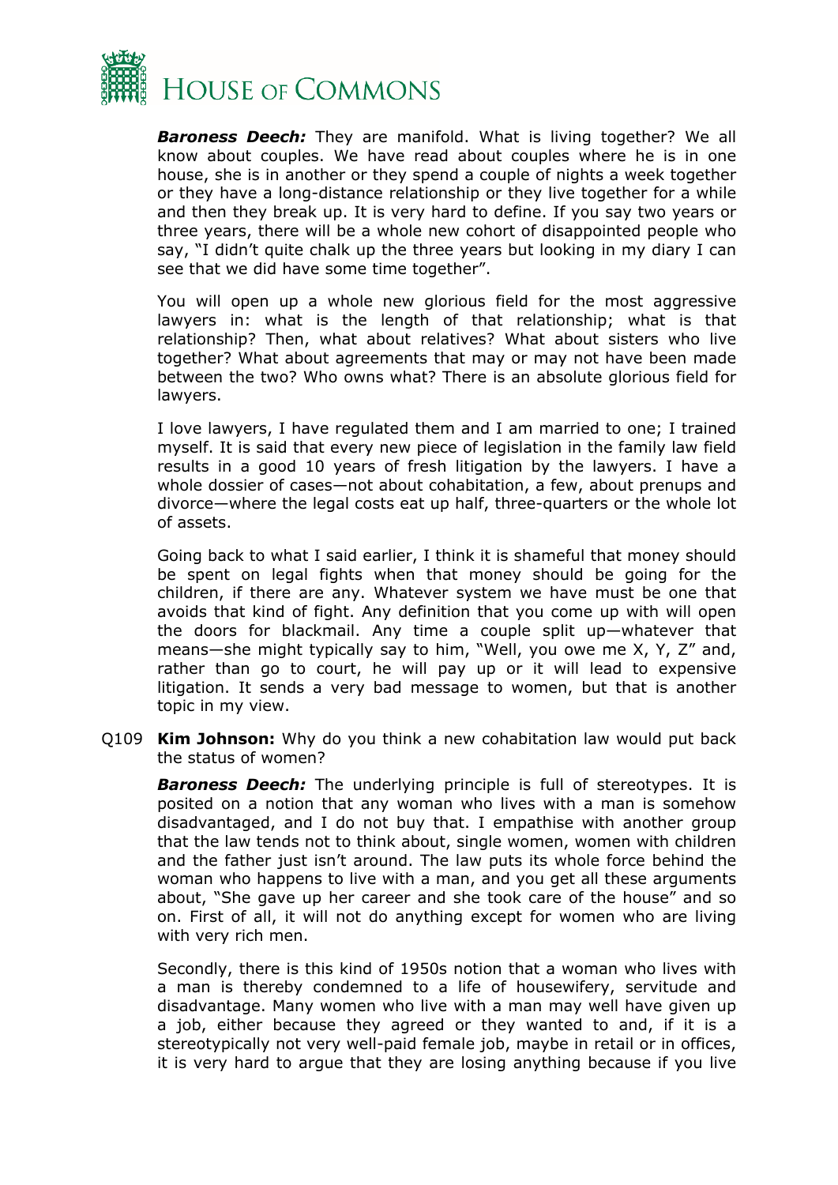***Baroness Deech:*** They are manifold. What is living together? We all know about couples. We have read about couples where he is in one house, she is in another or they spend a couple of nights a week together or they have a long-distance relationship or they live together for a while and then they break up. It is very hard to define. If you say two years or three years, there will be a whole new cohort of disappointed people who say, "I didn't quite chalk up the three years but looking in my diary I can see that we did have some time together".

You will open up a whole new glorious field for the most aggressive lawyers in: what is the length of that relationship; what is that relationship? Then, what about relatives? What about sisters who live together? What about agreements that may or may not have been made between the two? Who owns what? There is an absolute glorious field for lawyers.

I love lawyers, I have regulated them and I am married to one; I trained myself. It is said that every new piece of legislation in the family law field results in a good 10 years of fresh litigation by the lawyers. I have a whole dossier of cases—not about cohabitation, a few, about prenups and divorce—where the legal costs eat up half, three-quarters or the whole lot of assets.

Going back to what I said earlier, I think it is shameful that money should be spent on legal fights when that money should be going for the children, if there are any. Whatever system we have must be one that avoids that kind of fight. Any definition that you come up with will open the doors for blackmail. Any time a couple split up—whatever that means—she might typically say to him, "Well, you owe me X, Y, Z" and, rather than go to court, he will pay up or it will lead to expensive litigation. It sends a very bad message to women, but that is another topic in my view.

Q109 **Kim Johnson:** Why do you think a new cohabitation law would put back the status of women?

***Baroness Deech:*** The underlying principle is full of stereotypes. It is posited on a notion that any woman who lives with a man is somehow disadvantaged, and I do not buy that. I empathise with another group that the law tends not to think about, single women, women with children and the father just isn't around. The law puts its whole force behind the woman who happens to live with a man, and you get all these arguments about, "She gave up her career and she took care of the house" and so on. First of all, it will not do anything except for women who are living with very rich men.

Secondly, there is this kind of 1950s notion that a woman who lives with a man is thereby condemned to a life of housewifery, servitude and disadvantage. Many women who live with a man may well have given up a job, either because they agreed or they wanted to and, if it is a stereotypically not very well-paid female job, maybe in retail or in offices, it is very hard to argue that they are losing anything because if you live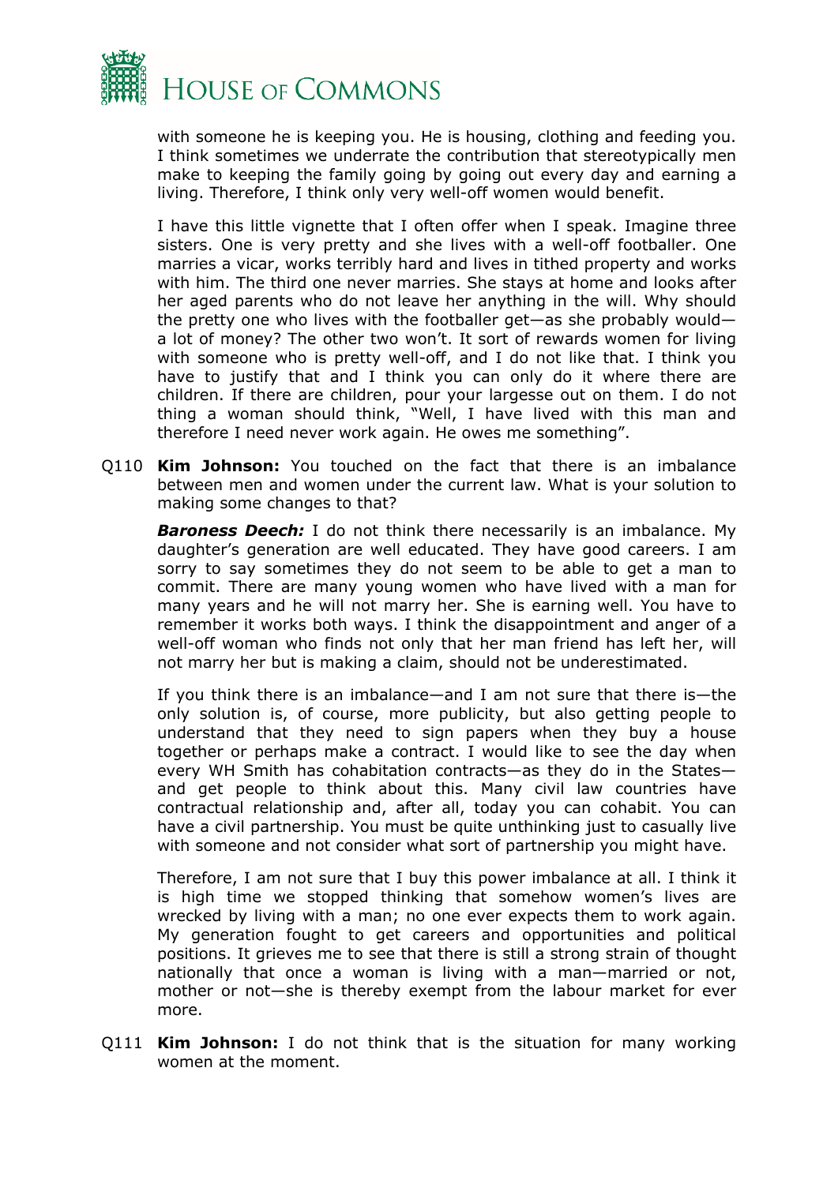with someone he is keeping you. He is housing, clothing and feeding you. I think sometimes we underrate the contribution that stereotypically men make to keeping the family going by going out every day and earning a living. Therefore, I think only very well-off women would benefit.

I have this little vignette that I often offer when I speak. Imagine three sisters. One is very pretty and she lives with a well-off footballer. One marries a vicar, works terribly hard and lives in tithed property and works with him. The third one never marries. She stays at home and looks after her aged parents who do not leave her anything in the will. Why should the pretty one who lives with the footballer get—as she probably would—a lot of money? The other two won't. It sort of rewards women for living with someone who is pretty well-off, and I do not like that. I think you have to justify that and I think you can only do it where there are children. If there are children, pour your largesse out on them. I do not thing a woman should think, "Well, I have lived with this man and therefore I need never work again. He owes me something".

Q110 **Kim Johnson:** You touched on the fact that there is an imbalance between men and women under the current law. What is your solution to making some changes to that?

***Baroness Deech:*** I do not think there necessarily is an imbalance. My daughter's generation are well educated. They have good careers. I am sorry to say sometimes they do not seem to be able to get a man to commit. There are many young women who have lived with a man for many years and he will not marry her. She is earning well. You have to remember it works both ways. I think the disappointment and anger of a well-off woman who finds not only that her man friend has left her, will not marry her but is making a claim, should not be underestimated.

If you think there is an imbalance—and I am not sure that there is—the only solution is, of course, more publicity, but also getting people to understand that they need to sign papers when they buy a house together or perhaps make a contract. I would like to see the day when every WH Smith has cohabitation contracts—as they do in the States—and get people to think about this. Many civil law countries have contractual relationship and, after all, today you can cohabit. You can have a civil partnership. You must be quite unthinking just to casually live with someone and not consider what sort of partnership you might have.

Therefore, I am not sure that I buy this power imbalance at all. I think it is high time we stopped thinking that somehow women's lives are wrecked by living with a man; no one ever expects them to work again. My generation fought to get careers and opportunities and political positions. It grieves me to see that there is still a strong strain of thought nationally that once a woman is living with a man—married or not, mother or not—she is thereby exempt from the labour market for ever more.

Q111 **Kim Johnson:** I do not think that is the situation for many working women at the moment.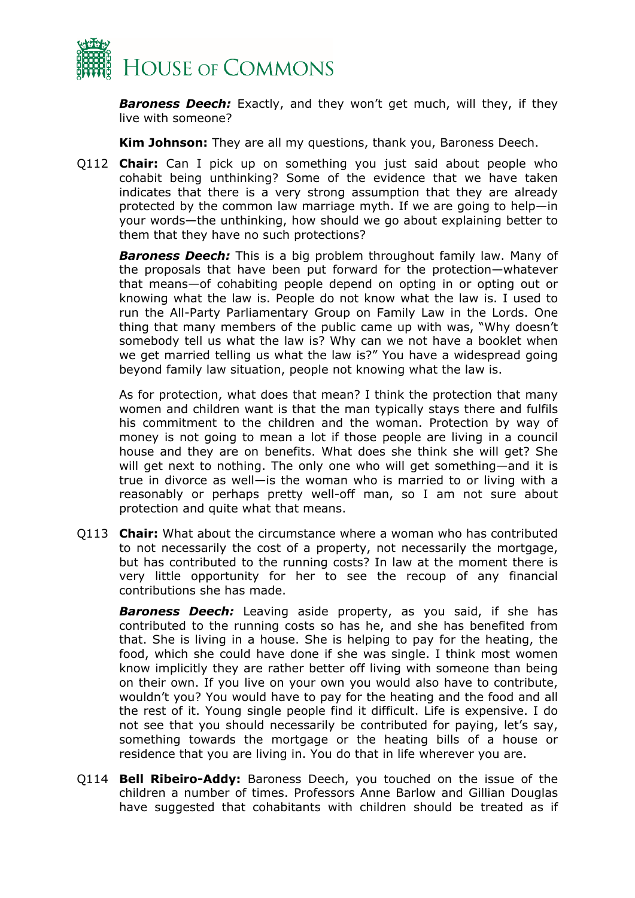***Baroness Deech:*** Exactly, and they won't get much, will they, if they live with someone?

**Kim Johnson:** They are all my questions, thank you, Baroness Deech.

Q112 **Chair:** Can I pick up on something you just said about people who cohabit being unthinking? Some of the evidence that we have taken indicates that there is a very strong assumption that they are already protected by the common law marriage myth. If we are going to help—in your words—the unthinking, how should we go about explaining better to them that they have no such protections?

***Baroness Deech:*** This is a big problem throughout family law. Many of the proposals that have been put forward for the protection—whatever that means—of cohabiting people depend on opting in or opting out or knowing what the law is. People do not know what the law is. I used to run the All-Party Parliamentary Group on Family Law in the Lords. One thing that many members of the public came up with was, "Why doesn't somebody tell us what the law is? Why can we not have a booklet when we get married telling us what the law is?" You have a widespread going beyond family law situation, people not knowing what the law is.

As for protection, what does that mean? I think the protection that many women and children want is that the man typically stays there and fulfils his commitment to the children and the woman. Protection by way of money is not going to mean a lot if those people are living in a council house and they are on benefits. What does she think she will get? She will get next to nothing. The only one who will get something—and it is true in divorce as well—is the woman who is married to or living with a reasonably or perhaps pretty well-off man, so I am not sure about protection and quite what that means.

Q113 **Chair:** What about the circumstance where a woman who has contributed to not necessarily the cost of a property, not necessarily the mortgage, but has contributed to the running costs? In law at the moment there is very little opportunity for her to see the recoup of any financial contributions she has made.

***Baroness Deech:*** Leaving aside property, as you said, if she has contributed to the running costs so has he, and she has benefited from that. She is living in a house. She is helping to pay for the heating, the food, which she could have done if she was single. I think most women know implicitly they are rather better off living with someone than being on their own. If you live on your own you would also have to contribute, wouldn't you? You would have to pay for the heating and the food and all the rest of it. Young single people find it difficult. Life is expensive. I do not see that you should necessarily be contributed for paying, let's say, something towards the mortgage or the heating bills of a house or residence that you are living in. You do that in life wherever you are.

Q114 **Bell Ribeiro-Addy:** Baroness Deech, you touched on the issue of the children a number of times. Professors Anne Barlow and Gillian Douglas have suggested that cohabitants with children should be treated as if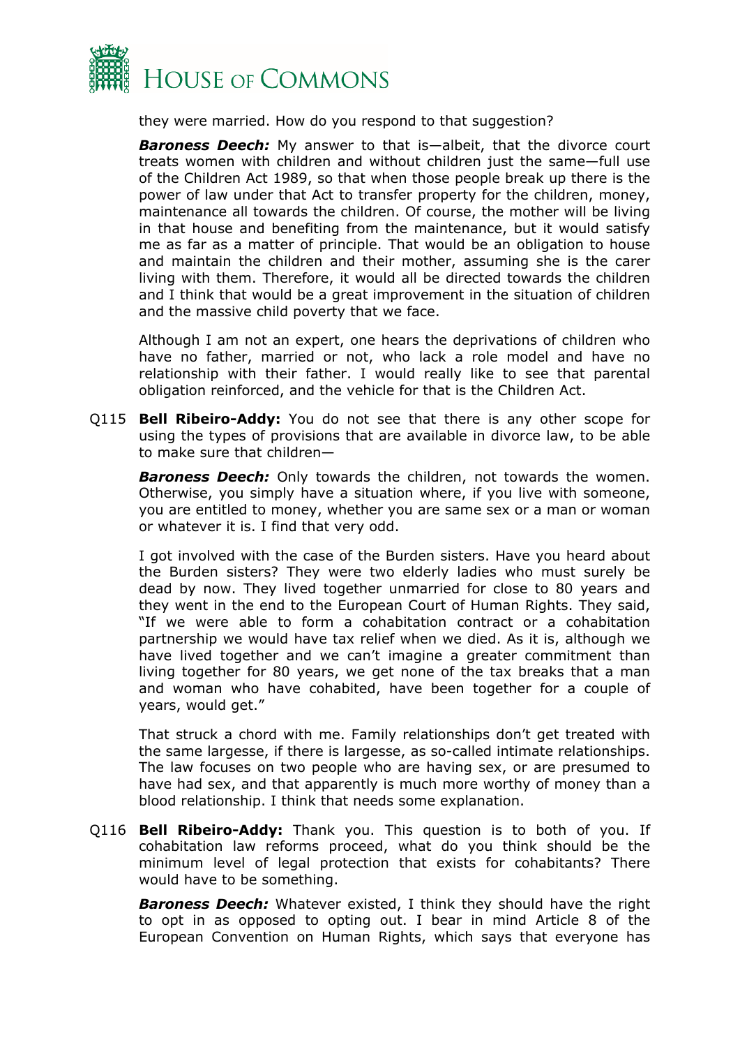they were married. How do you respond to that suggestion?

***Baroness Deech:*** My answer to that is—albeit, that the divorce court treats women with children and without children just the same—full use of the Children Act 1989, so that when those people break up there is the power of law under that Act to transfer property for the children, money, maintenance all towards the children. Of course, the mother will be living in that house and benefiting from the maintenance, but it would satisfy me as far as a matter of principle. That would be an obligation to house and maintain the children and their mother, assuming she is the carer living with them. Therefore, it would all be directed towards the children and I think that would be a great improvement in the situation of children and the massive child poverty that we face.

Although I am not an expert, one hears the deprivations of children who have no father, married or not, who lack a role model and have no relationship with their father. I would really like to see that parental obligation reinforced, and the vehicle for that is the Children Act.

Q115 **Bell Ribeiro-Addy:** You do not see that there is any other scope for using the types of provisions that are available in divorce law, to be able to make sure that children—

***Baroness Deech:*** Only towards the children, not towards the women. Otherwise, you simply have a situation where, if you live with someone, you are entitled to money, whether you are same sex or a man or woman or whatever it is. I find that very odd.

I got involved with the case of the Burden sisters. Have you heard about the Burden sisters? They were two elderly ladies who must surely be dead by now. They lived together unmarried for close to 80 years and they went in the end to the European Court of Human Rights. They said, "If we were able to form a cohabitation contract or a cohabitation partnership we would have tax relief when we died. As it is, although we have lived together and we can't imagine a greater commitment than living together for 80 years, we get none of the tax breaks that a man and woman who have cohabited, have been together for a couple of years, would get."

That struck a chord with me. Family relationships don't get treated with the same largesse, if there is largesse, as so-called intimate relationships. The law focuses on two people who are having sex, or are presumed to have had sex, and that apparently is much more worthy of money than a blood relationship. I think that needs some explanation.

Q116 **Bell Ribeiro-Addy:** Thank you. This question is to both of you. If cohabitation law reforms proceed, what do you think should be the minimum level of legal protection that exists for cohabitants? There would have to be something.

***Baroness Deech:*** Whatever existed, I think they should have the right to opt in as opposed to opting out. I bear in mind Article 8 of the European Convention on Human Rights, which says that everyone has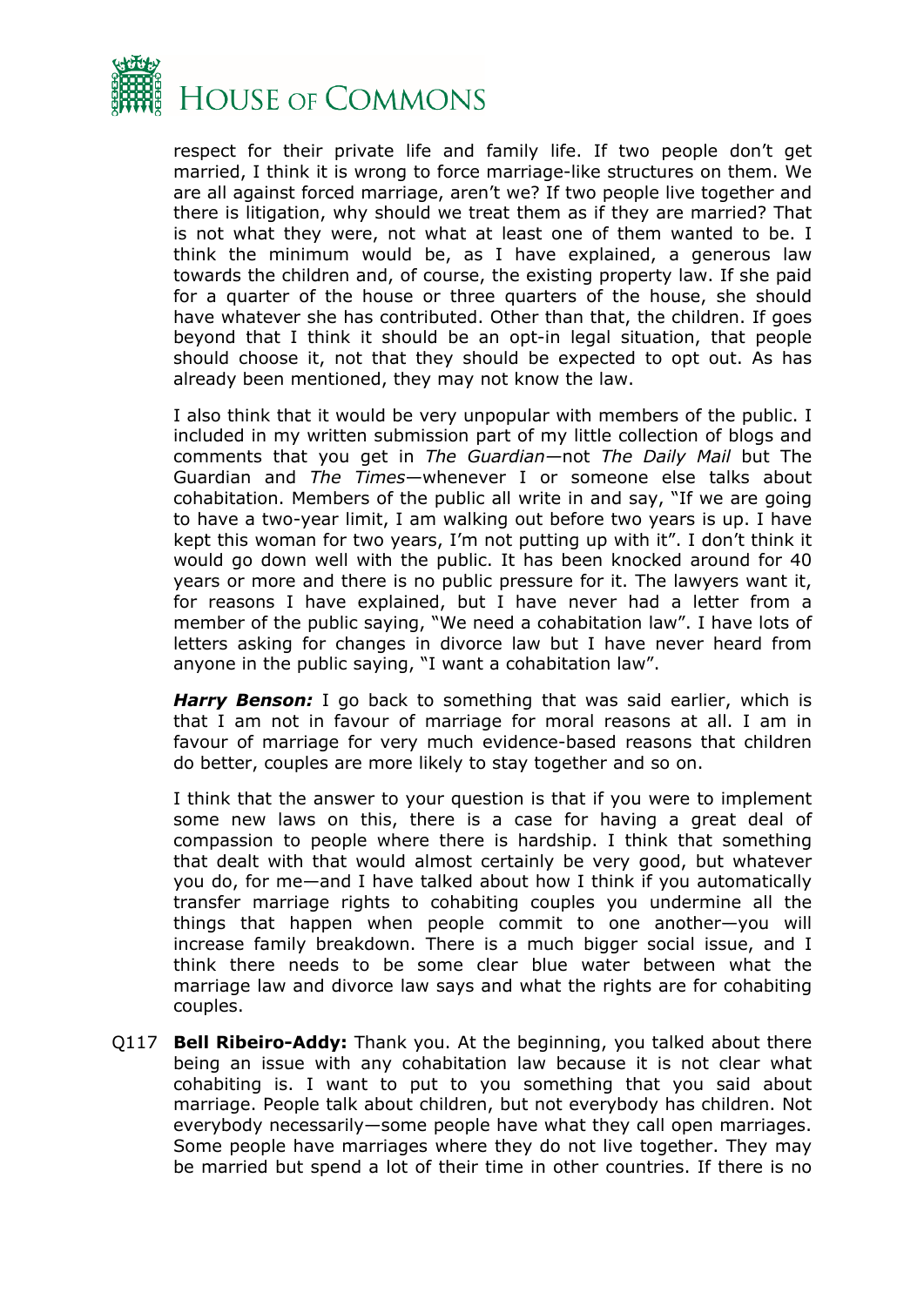respect for their private life and family life. If two people don't get married, I think it is wrong to force marriage-like structures on them. We are all against forced marriage, aren't we? If two people live together and there is litigation, why should we treat them as if they are married? That is not what they were, not what at least one of them wanted to be. I think the minimum would be, as I have explained, a generous law towards the children and, of course, the existing property law. If she paid for a quarter of the house or three quarters of the house, she should have whatever she has contributed. Other than that, the children. If goes beyond that I think it should be an opt-in legal situation, that people should choose it, not that they should be expected to opt out. As has already been mentioned, they may not know the law.

I also think that it would be very unpopular with members of the public. I included in my written submission part of my little collection of blogs and comments that you get in *The Guardian*—not *The Daily Mail* but The Guardian and *The Times*—whenever I or someone else talks about cohabitation. Members of the public all write in and say, "If we are going to have a two-year limit, I am walking out before two years is up. I have kept this woman for two years, I'm not putting up with it". I don't think it would go down well with the public. It has been knocked around for 40 years or more and there is no public pressure for it. The lawyers want it, for reasons I have explained, but I have never had a letter from a member of the public saying, "We need a cohabitation law". I have lots of letters asking for changes in divorce law but I have never heard from anyone in the public saying, "I want a cohabitation law".

***Harry Benson:*** I go back to something that was said earlier, which is that I am not in favour of marriage for moral reasons at all. I am in favour of marriage for very much evidence-based reasons that children do better, couples are more likely to stay together and so on.

I think that the answer to your question is that if you were to implement some new laws on this, there is a case for having a great deal of compassion to people where there is hardship. I think that something that dealt with that would almost certainly be very good, but whatever you do, for me—and I have talked about how I think if you automatically transfer marriage rights to cohabiting couples you undermine all the things that happen when people commit to one another—you will increase family breakdown. There is a much bigger social issue, and I think there needs to be some clear blue water between what the marriage law and divorce law says and what the rights are for cohabiting couples.

Q117 **Bell Ribeiro-Addy:** Thank you. At the beginning, you talked about there being an issue with any cohabitation law because it is not clear what cohabiting is. I want to put to you something that you said about marriage. People talk about children, but not everybody has children. Not everybody necessarily—some people have what they call open marriages. Some people have marriages where they do not live together. They may be married but spend a lot of their time in other countries. If there is no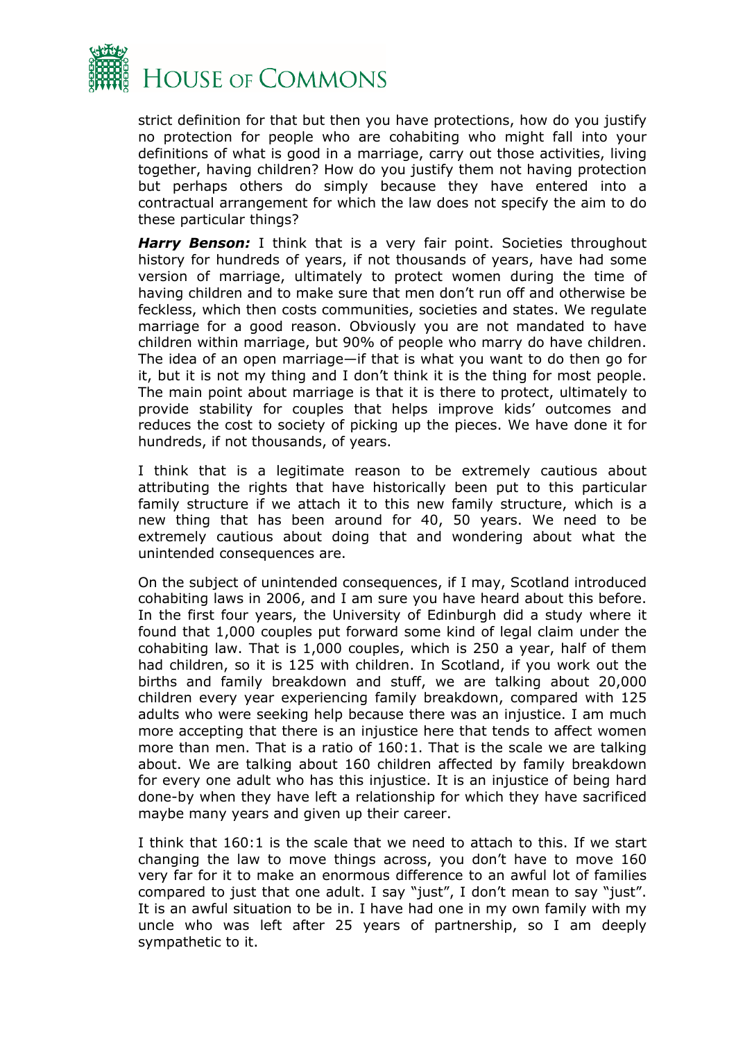strict definition for that but then you have protections, how do you justify no protection for people who are cohabiting who might fall into your definitions of what is good in a marriage, carry out those activities, living together, having children? How do you justify them not having protection but perhaps others do simply because they have entered into a contractual arrangement for which the law does not specify the aim to do these particular things?

***Harry Benson:*** I think that is a very fair point. Societies throughout history for hundreds of years, if not thousands of years, have had some version of marriage, ultimately to protect women during the time of having children and to make sure that men don't run off and otherwise be feckless, which then costs communities, societies and states. We regulate marriage for a good reason. Obviously you are not mandated to have children within marriage, but 90% of people who marry do have children. The idea of an open marriage—if that is what you want to do then go for it, but it is not my thing and I don't think it is the thing for most people. The main point about marriage is that it is there to protect, ultimately to provide stability for couples that helps improve kids' outcomes and reduces the cost to society of picking up the pieces. We have done it for hundreds, if not thousands, of years.

I think that is a legitimate reason to be extremely cautious about attributing the rights that have historically been put to this particular family structure if we attach it to this new family structure, which is a new thing that has been around for 40, 50 years. We need to be extremely cautious about doing that and wondering about what the unintended consequences are.

On the subject of unintended consequences, if I may, Scotland introduced cohabiting laws in 2006, and I am sure you have heard about this before. In the first four years, the University of Edinburgh did a study where it found that 1,000 couples put forward some kind of legal claim under the cohabiting law. That is 1,000 couples, which is 250 a year, half of them had children, so it is 125 with children. In Scotland, if you work out the births and family breakdown and stuff, we are talking about 20,000 children every year experiencing family breakdown, compared with 125 adults who were seeking help because there was an injustice. I am much more accepting that there is an injustice here that tends to affect women more than men. That is a ratio of 160:1. That is the scale we are talking about. We are talking about 160 children affected by family breakdown for every one adult who has this injustice. It is an injustice of being hard done-by when they have left a relationship for which they have sacrificed maybe many years and given up their career.

I think that 160:1 is the scale that we need to attach to this. If we start changing the law to move things across, you don't have to move 160 very far for it to make an enormous difference to an awful lot of families compared to just that one adult. I say "just", I don't mean to say "just". It is an awful situation to be in. I have had one in my own family with my uncle who was left after 25 years of partnership, so I am deeply sympathetic to it.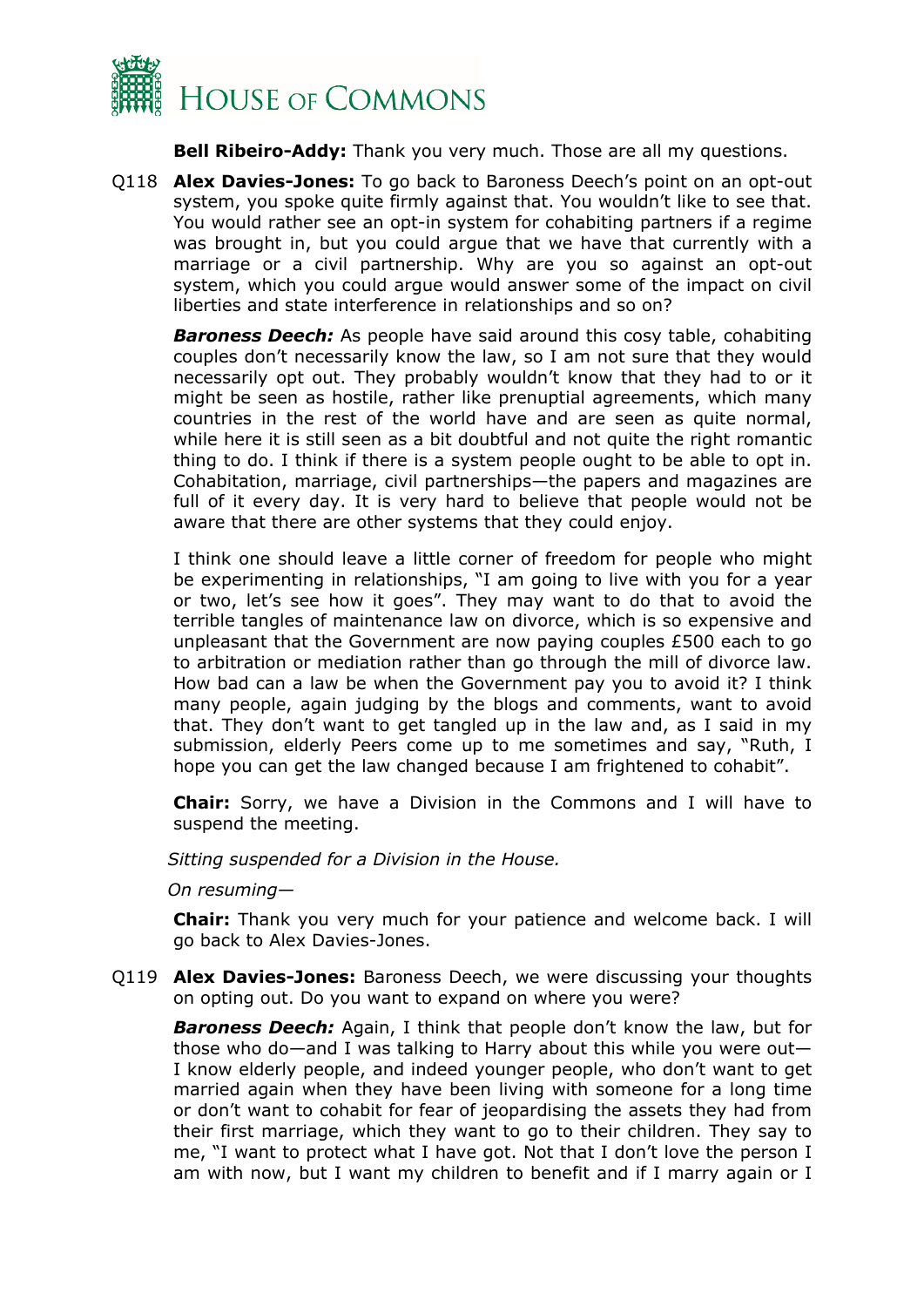**Bell Ribeiro-Addy:** Thank you very much. Those are all my questions.

Q118 **Alex Davies-Jones:** To go back to Baroness Deech's point on an opt-out system, you spoke quite firmly against that. You wouldn't like to see that. You would rather see an opt-in system for cohabiting partners if a regime was brought in, but you could argue that we have that currently with a marriage or a civil partnership. Why are you so against an opt-out system, which you could argue would answer some of the impact on civil liberties and state interference in relationships and so on?

***Baroness Deech:*** As people have said around this cosy table, cohabiting couples don't necessarily know the law, so I am not sure that they would necessarily opt out. They probably wouldn't know that they had to or it might be seen as hostile, rather like prenuptial agreements, which many countries in the rest of the world have and are seen as quite normal, while here it is still seen as a bit doubtful and not quite the right romantic thing to do. I think if there is a system people ought to be able to opt in. Cohabitation, marriage, civil partnerships—the papers and magazines are full of it every day. It is very hard to believe that people would not be aware that there are other systems that they could enjoy.

I think one should leave a little corner of freedom for people who might be experimenting in relationships, "I am going to live with you for a year or two, let's see how it goes". They may want to do that to avoid the terrible tangles of maintenance law on divorce, which is so expensive and unpleasant that the Government are now paying couples £500 each to go to arbitration or mediation rather than go through the mill of divorce law. How bad can a law be when the Government pay you to avoid it? I think many people, again judging by the blogs and comments, want to avoid that. They don't want to get tangled up in the law and, as I said in my submission, elderly Peers come up to me sometimes and say, "Ruth, I hope you can get the law changed because I am frightened to cohabit".

**Chair:** Sorry, we have a Division in the Commons and I will have to suspend the meeting.

*Sitting suspended for a Division in the House.*

*On resuming—*

**Chair:** Thank you very much for your patience and welcome back. I will go back to Alex Davies-Jones.

Q119 **Alex Davies-Jones:** Baroness Deech, we were discussing your thoughts on opting out. Do you want to expand on where you were?

***Baroness Deech:*** Again, I think that people don't know the law, but for those who do—and I was talking to Harry about this while you were out—I know elderly people, and indeed younger people, who don't want to get married again when they have been living with someone for a long time or don't want to cohabit for fear of jeopardising the assets they had from their first marriage, which they want to go to their children. They say to me, "I want to protect what I have got. Not that I don't love the person I am with now, but I want my children to benefit and if I marry again or I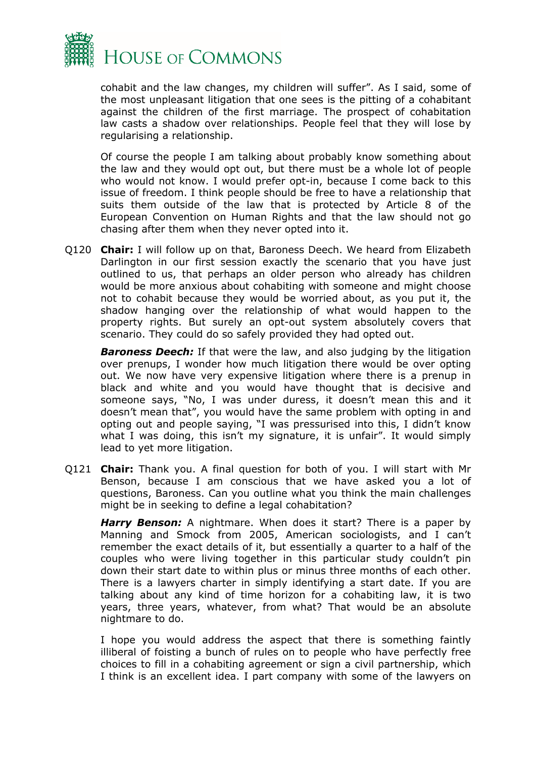cohabit and the law changes, my children will suffer". As I said, some of the most unpleasant litigation that one sees is the pitting of a cohabitant against the children of the first marriage. The prospect of cohabitation law casts a shadow over relationships. People feel that they will lose by regularising a relationship.

Of course the people I am talking about probably know something about the law and they would opt out, but there must be a whole lot of people who would not know. I would prefer opt-in, because I come back to this issue of freedom. I think people should be free to have a relationship that suits them outside of the law that is protected by Article 8 of the European Convention on Human Rights and that the law should not go chasing after them when they never opted into it.

Q120 **Chair:** I will follow up on that, Baroness Deech. We heard from Elizabeth Darlington in our first session exactly the scenario that you have just outlined to us, that perhaps an older person who already has children would be more anxious about cohabiting with someone and might choose not to cohabit because they would be worried about, as you put it, the shadow hanging over the relationship of what would happen to the property rights. But surely an opt-out system absolutely covers that scenario. They could do so safely provided they had opted out.

***Baroness Deech:*** If that were the law, and also judging by the litigation over prenups, I wonder how much litigation there would be over opting out. We now have very expensive litigation where there is a prenup in black and white and you would have thought that is decisive and someone says, "No, I was under duress, it doesn't mean this and it doesn't mean that", you would have the same problem with opting in and opting out and people saying, "I was pressurised into this, I didn't know what I was doing, this isn't my signature, it is unfair". It would simply lead to yet more litigation.

Q121 **Chair:** Thank you. A final question for both of you. I will start with Mr Benson, because I am conscious that we have asked you a lot of questions, Baroness. Can you outline what you think the main challenges might be in seeking to define a legal cohabitation?

***Harry Benson:*** A nightmare. When does it start? There is a paper by Manning and Smock from 2005, American sociologists, and I can't remember the exact details of it, but essentially a quarter to a half of the couples who were living together in this particular study couldn't pin down their start date to within plus or minus three months of each other. There is a lawyers charter in simply identifying a start date. If you are talking about any kind of time horizon for a cohabiting law, it is two years, three years, whatever, from what? That would be an absolute nightmare to do.

I hope you would address the aspect that there is something faintly illiberal of foisting a bunch of rules on to people who have perfectly free choices to fill in a cohabiting agreement or sign a civil partnership, which I think is an excellent idea. I part company with some of the lawyers on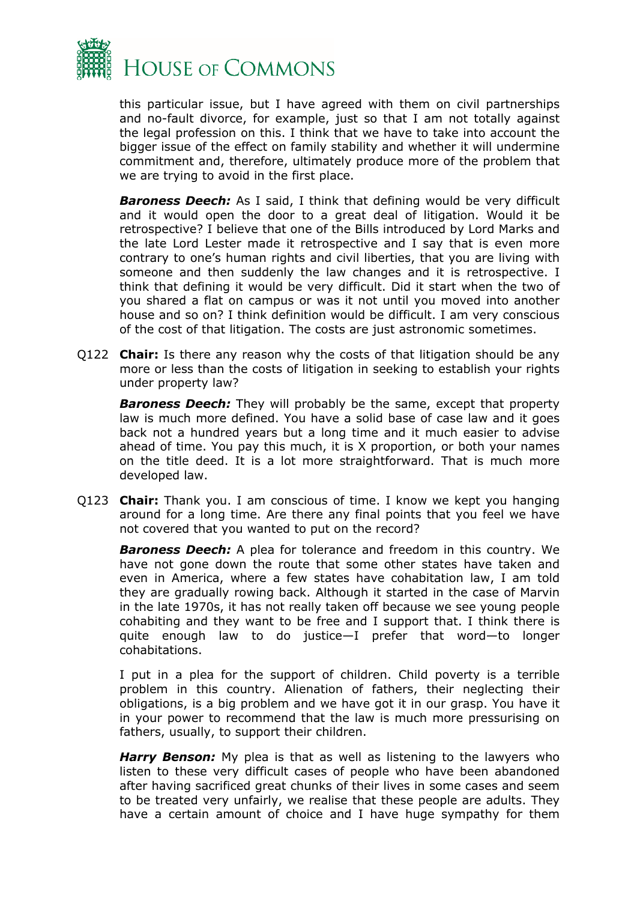this particular issue, but I have agreed with them on civil partnerships and no-fault divorce, for example, just so that I am not totally against the legal profession on this. I think that we have to take into account the bigger issue of the effect on family stability and whether it will undermine commitment and, therefore, ultimately produce more of the problem that we are trying to avoid in the first place.

***Baroness Deech:*** As I said, I think that defining would be very difficult and it would open the door to a great deal of litigation. Would it be retrospective? I believe that one of the Bills introduced by Lord Marks and the late Lord Lester made it retrospective and I say that is even more contrary to one's human rights and civil liberties, that you are living with someone and then suddenly the law changes and it is retrospective. I think that defining it would be very difficult. Did it start when the two of you shared a flat on campus or was it not until you moved into another house and so on? I think definition would be difficult. I am very conscious of the cost of that litigation. The costs are just astronomic sometimes.

Q122 **Chair:** Is there any reason why the costs of that litigation should be any more or less than the costs of litigation in seeking to establish your rights under property law?

***Baroness Deech:*** They will probably be the same, except that property law is much more defined. You have a solid base of case law and it goes back not a hundred years but a long time and it much easier to advise ahead of time. You pay this much, it is X proportion, or both your names on the title deed. It is a lot more straightforward. That is much more developed law.

Q123 **Chair:** Thank you. I am conscious of time. I know we kept you hanging around for a long time. Are there any final points that you feel we have not covered that you wanted to put on the record?

***Baroness Deech:*** A plea for tolerance and freedom in this country. We have not gone down the route that some other states have taken and even in America, where a few states have cohabitation law, I am told they are gradually rowing back. Although it started in the case of Marvin in the late 1970s, it has not really taken off because we see young people cohabiting and they want to be free and I support that. I think there is quite enough law to do justice—I prefer that word—to longer cohabitations.

I put in a plea for the support of children. Child poverty is a terrible problem in this country. Alienation of fathers, their neglecting their obligations, is a big problem and we have got it in our grasp. You have it in your power to recommend that the law is much more pressurising on fathers, usually, to support their children.

***Harry Benson:*** My plea is that as well as listening to the lawyers who listen to these very difficult cases of people who have been abandoned after having sacrificed great chunks of their lives in some cases and seem to be treated very unfairly, we realise that these people are adults. They have a certain amount of choice and I have huge sympathy for them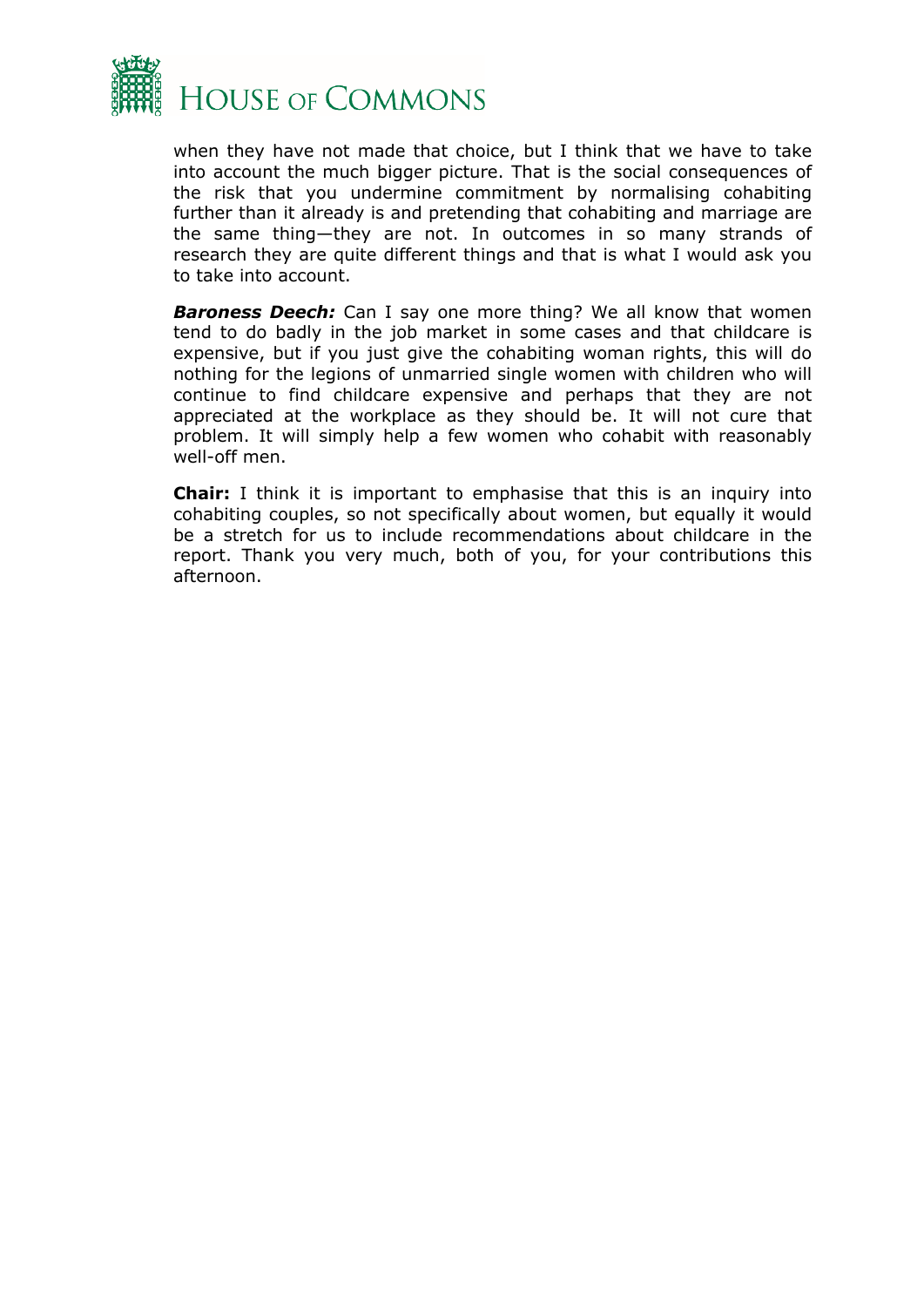when they have not made that choice, but I think that we have to take into account the much bigger picture. That is the social consequences of the risk that you undermine commitment by normalising cohabiting further than it already is and pretending that cohabiting and marriage are the same thing—they are not. In outcomes in so many strands of research they are quite different things and that is what I would ask you to take into account.

***Baroness Deech:*** Can I say one more thing? We all know that women tend to do badly in the job market in some cases and that childcare is expensive, but if you just give the cohabiting woman rights, this will do nothing for the legions of unmarried single women with children who will continue to find childcare expensive and perhaps that they are not appreciated at the workplace as they should be. It will not cure that problem. It will simply help a few women who cohabit with reasonably well-off men.

**Chair:** I think it is important to emphasise that this is an inquiry into cohabiting couples, so not specifically about women, but equally it would be a stretch for us to include recommendations about childcare in the report. Thank you very much, both of you, for your contributions this afternoon.